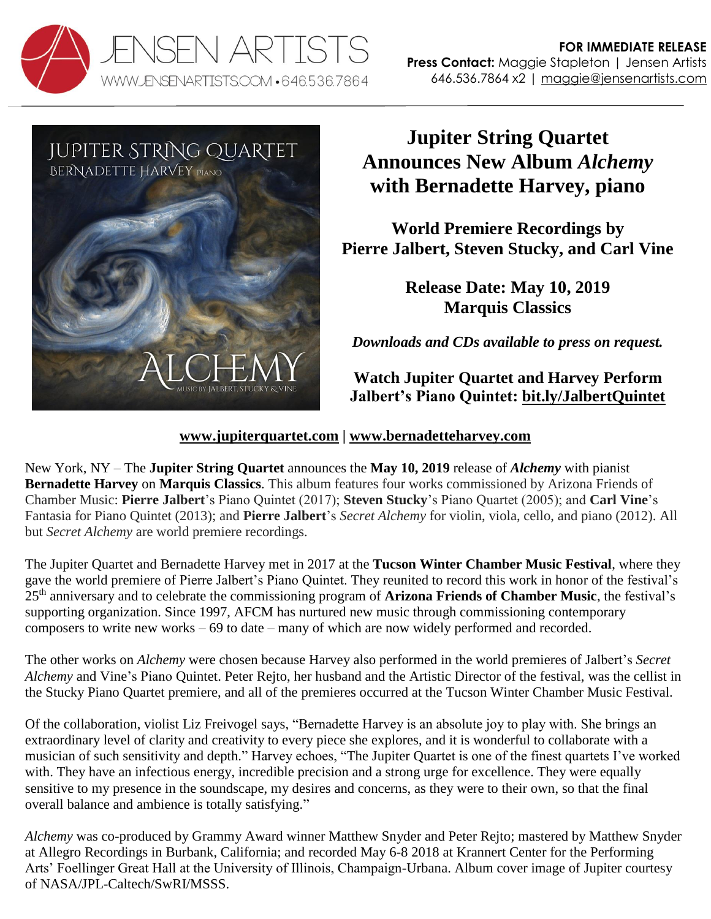**FOR IMMEDIATE RELEASE**
**Press Contact:** Maggie Stapleton | Jensen Artists
646.536.7864 x2 | maggie@jensenartists.com

# Jupiter String Quartet Announces New Album *Alchemy* with Bernadette Harvey, piano

## World Premiere Recordings by Pierre Jalbert, Steven Stucky, and Carl Vine

### Release Date: May 10, 2019
### Marquis Classics

***Downloads and CDs available to press on request.***

**Watch Jupiter Quartet and Harvey Perform Jalbert's Piano Quintet: bit.ly/JalbertQuintet**

**www.jupiterquartet.com | www.bernadetteharvey.com**

New York, NY – The **Jupiter String Quartet** announces the **May 10, 2019** release of ***Alchemy*** with pianist **Bernadette Harvey** on **Marquis Classics**. This album features four works commissioned by Arizona Friends of Chamber Music: **Pierre Jalbert**'s Piano Quintet (2017); **Steven Stucky**'s Piano Quartet (2005); and **Carl Vine**'s Fantasia for Piano Quintet (2013); and **Pierre Jalbert**'s *Secret Alchemy* for violin, viola, cello, and piano (2012). All but *Secret Alchemy* are world premiere recordings.

The Jupiter Quartet and Bernadette Harvey met in 2017 at the **Tucson Winter Chamber Music Festival**, where they gave the world premiere of Pierre Jalbert's Piano Quintet. They reunited to record this work in honor of the festival's 25th anniversary and to celebrate the commissioning program of **Arizona Friends of Chamber Music**, the festival's supporting organization. Since 1997, AFCM has nurtured new music through commissioning contemporary composers to write new works – 69 to date – many of which are now widely performed and recorded.

The other works on *Alchemy* were chosen because Harvey also performed in the world premieres of Jalbert's *Secret Alchemy* and Vine's Piano Quintet. Peter Rejto, her husband and the Artistic Director of the festival, was the cellist in the Stucky Piano Quartet premiere, and all of the premieres occurred at the Tucson Winter Chamber Music Festival.

Of the collaboration, violist Liz Freivogel says, "Bernadette Harvey is an absolute joy to play with. She brings an extraordinary level of clarity and creativity to every piece she explores, and it is wonderful to collaborate with a musician of such sensitivity and depth." Harvey echoes, "The Jupiter Quartet is one of the finest quartets I've worked with. They have an infectious energy, incredible precision and a strong urge for excellence. They were equally sensitive to my presence in the soundscape, my desires and concerns, as they were to their own, so that the final overall balance and ambience is totally satisfying."

*Alchemy* was co-produced by Grammy Award winner Matthew Snyder and Peter Rejto; mastered by Matthew Snyder at Allegro Recordings in Burbank, California; and recorded May 6-8 2018 at Krannert Center for the Performing Arts' Foellinger Great Hall at the University of Illinois, Champaign-Urbana. Album cover image of Jupiter courtesy of NASA/JPL-Caltech/SwRI/MSSS.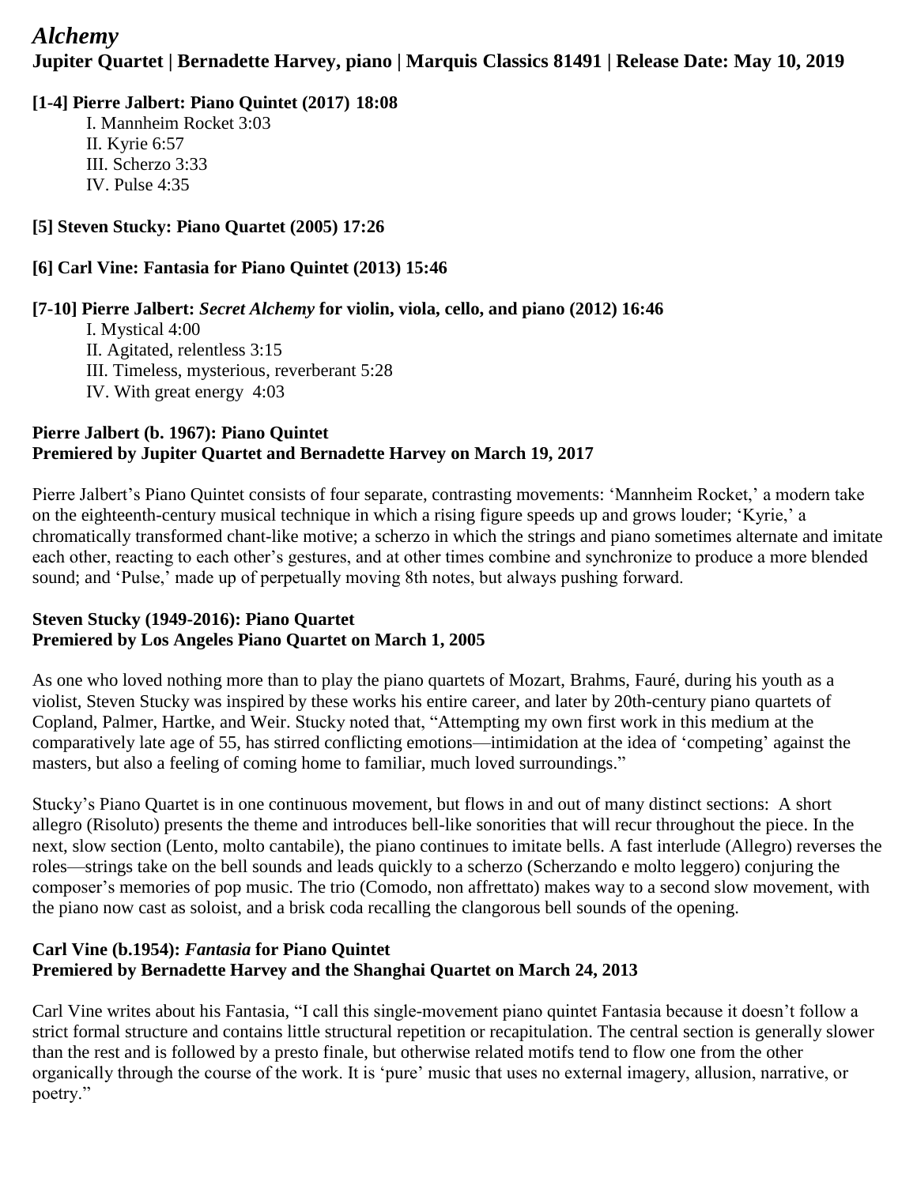# *Alchemy*

**Jupiter Quartet | Bernadette Harvey, piano | Marquis Classics 81491 | Release Date: May 10, 2019**

**[1-4] Pierre Jalbert: Piano Quintet (2017) 18:08**

- I. Mannheim Rocket 3:03
- II. Kyrie 6:57
- III. Scherzo 3:33
- IV. Pulse 4:35

**[5] Steven Stucky: Piano Quartet (2005) 17:26**

**[6] Carl Vine: Fantasia for Piano Quintet (2013) 15:46**

**[7-10] Pierre Jalbert: *Secret Alchemy* for violin, viola, cello, and piano (2012) 16:46**

- I. Mystical 4:00
- II. Agitated, relentless 3:15
- III. Timeless, mysterious, reverberant 5:28
- IV. With great energy 4:03

### Pierre Jalbert (b. 1967): Piano Quintet
### Premiered by Jupiter Quartet and Bernadette Harvey on March 19, 2017

Pierre Jalbert's Piano Quintet consists of four separate, contrasting movements: 'Mannheim Rocket,' a modern take on the eighteenth-century musical technique in which a rising figure speeds up and grows louder; 'Kyrie,' a chromatically transformed chant-like motive; a scherzo in which the strings and piano sometimes alternate and imitate each other, reacting to each other's gestures, and at other times combine and synchronize to produce a more blended sound; and 'Pulse,' made up of perpetually moving 8th notes, but always pushing forward.

### Steven Stucky (1949-2016): Piano Quartet
### Premiered by Los Angeles Piano Quartet on March 1, 2005

As one who loved nothing more than to play the piano quartets of Mozart, Brahms, Fauré, during his youth as a violist, Steven Stucky was inspired by these works his entire career, and later by 20th-century piano quartets of Copland, Palmer, Hartke, and Weir. Stucky noted that, "Attempting my own first work in this medium at the comparatively late age of 55, has stirred conflicting emotions—intimidation at the idea of 'competing' against the masters, but also a feeling of coming home to familiar, much loved surroundings."

Stucky's Piano Quartet is in one continuous movement, but flows in and out of many distinct sections: A short allegro (Risoluto) presents the theme and introduces bell-like sonorities that will recur throughout the piece. In the next, slow section (Lento, molto cantabile), the piano continues to imitate bells. A fast interlude (Allegro) reverses the roles—strings take on the bell sounds and leads quickly to a scherzo (Scherzando e molto leggero) conjuring the composer's memories of pop music. The trio (Comodo, non affrettato) makes way to a second slow movement, with the piano now cast as soloist, and a brisk coda recalling the clangorous bell sounds of the opening.

### Carl Vine (b.1954): *Fantasia* for Piano Quintet
### Premiered by Bernadette Harvey and the Shanghai Quartet on March 24, 2013

Carl Vine writes about his Fantasia, "I call this single-movement piano quintet Fantasia because it doesn't follow a strict formal structure and contains little structural repetition or recapitulation. The central section is generally slower than the rest and is followed by a presto finale, but otherwise related motifs tend to flow one from the other organically through the course of the work. It is 'pure' music that uses no external imagery, allusion, narrative, or poetry."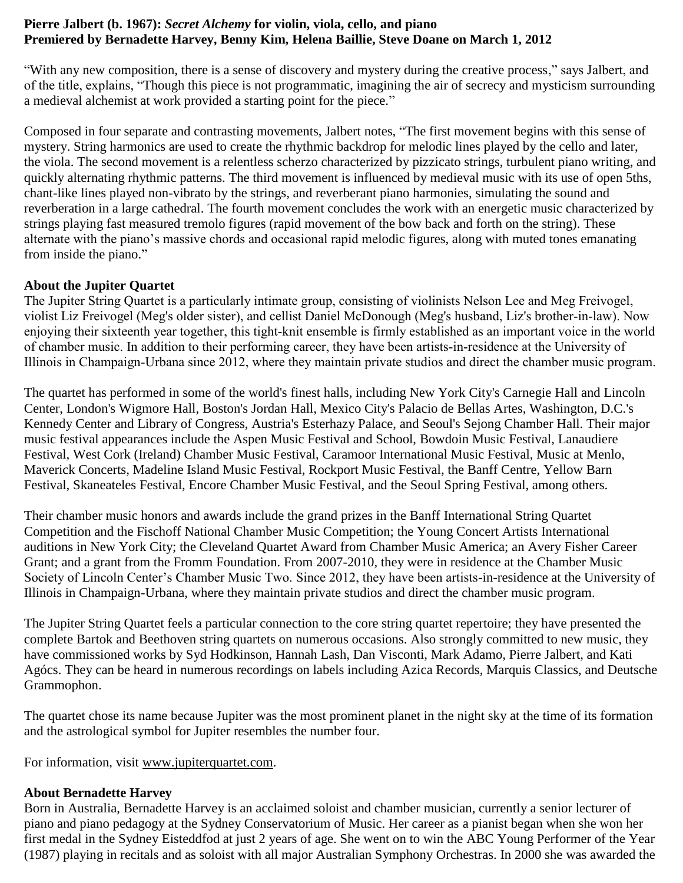**Pierre Jalbert (b. 1967):** ***Secret Alchemy*** **for violin, viola, cello, and piano**
**Premiered by Bernadette Harvey, Benny Kim, Helena Baillie, Steve Doane on March 1, 2012**

"With any new composition, there is a sense of discovery and mystery during the creative process," says Jalbert, and of the title, explains, "Though this piece is not programmatic, imagining the air of secrecy and mysticism surrounding a medieval alchemist at work provided a starting point for the piece."

Composed in four separate and contrasting movements, Jalbert notes, "The first movement begins with this sense of mystery. String harmonics are used to create the rhythmic backdrop for melodic lines played by the cello and later, the viola. The second movement is a relentless scherzo characterized by pizzicato strings, turbulent piano writing, and quickly alternating rhythmic patterns. The third movement is influenced by medieval music with its use of open 5ths, chant-like lines played non-vibrato by the strings, and reverberant piano harmonies, simulating the sound and reverberation in a large cathedral. The fourth movement concludes the work with an energetic music characterized by strings playing fast measured tremolo figures (rapid movement of the bow back and forth on the string). These alternate with the piano's massive chords and occasional rapid melodic figures, along with muted tones emanating from inside the piano."

**About the Jupiter Quartet**

The Jupiter String Quartet is a particularly intimate group, consisting of violinists Nelson Lee and Meg Freivogel, violist Liz Freivogel (Meg's older sister), and cellist Daniel McDonough (Meg's husband, Liz's brother-in-law). Now enjoying their sixteenth year together, this tight-knit ensemble is firmly established as an important voice in the world of chamber music. In addition to their performing career, they have been artists-in-residence at the University of Illinois in Champaign-Urbana since 2012, where they maintain private studios and direct the chamber music program.

The quartet has performed in some of the world's finest halls, including New York City's Carnegie Hall and Lincoln Center, London's Wigmore Hall, Boston's Jordan Hall, Mexico City's Palacio de Bellas Artes, Washington, D.C.'s Kennedy Center and Library of Congress, Austria's Esterhazy Palace, and Seoul's Sejong Chamber Hall. Their major music festival appearances include the Aspen Music Festival and School, Bowdoin Music Festival, Lanaudiere Festival, West Cork (Ireland) Chamber Music Festival, Caramoor International Music Festival, Music at Menlo, Maverick Concerts, Madeline Island Music Festival, Rockport Music Festival, the Banff Centre, Yellow Barn Festival, Skaneateles Festival, Encore Chamber Music Festival, and the Seoul Spring Festival, among others.

Their chamber music honors and awards include the grand prizes in the Banff International String Quartet Competition and the Fischoff National Chamber Music Competition; the Young Concert Artists International auditions in New York City; the Cleveland Quartet Award from Chamber Music America; an Avery Fisher Career Grant; and a grant from the Fromm Foundation. From 2007-2010, they were in residence at the Chamber Music Society of Lincoln Center's Chamber Music Two. Since 2012, they have been artists-in-residence at the University of Illinois in Champaign-Urbana, where they maintain private studios and direct the chamber music program.

The Jupiter String Quartet feels a particular connection to the core string quartet repertoire; they have presented the complete Bartok and Beethoven string quartets on numerous occasions. Also strongly committed to new music, they have commissioned works by Syd Hodkinson, Hannah Lash, Dan Visconti, Mark Adamo, Pierre Jalbert, and Kati Agócs. They can be heard in numerous recordings on labels including Azica Records, Marquis Classics, and Deutsche Grammophon.

The quartet chose its name because Jupiter was the most prominent planet in the night sky at the time of its formation and the astrological symbol for Jupiter resembles the number four.

For information, visit www.jupiterquartet.com.

**About Bernadette Harvey**

Born in Australia, Bernadette Harvey is an acclaimed soloist and chamber musician, currently a senior lecturer of piano and piano pedagogy at the Sydney Conservatorium of Music. Her career as a pianist began when she won her first medal in the Sydney Eisteddfod at just 2 years of age. She went on to win the ABC Young Performer of the Year (1987) playing in recitals and as soloist with all major Australian Symphony Orchestras. In 2000 she was awarded the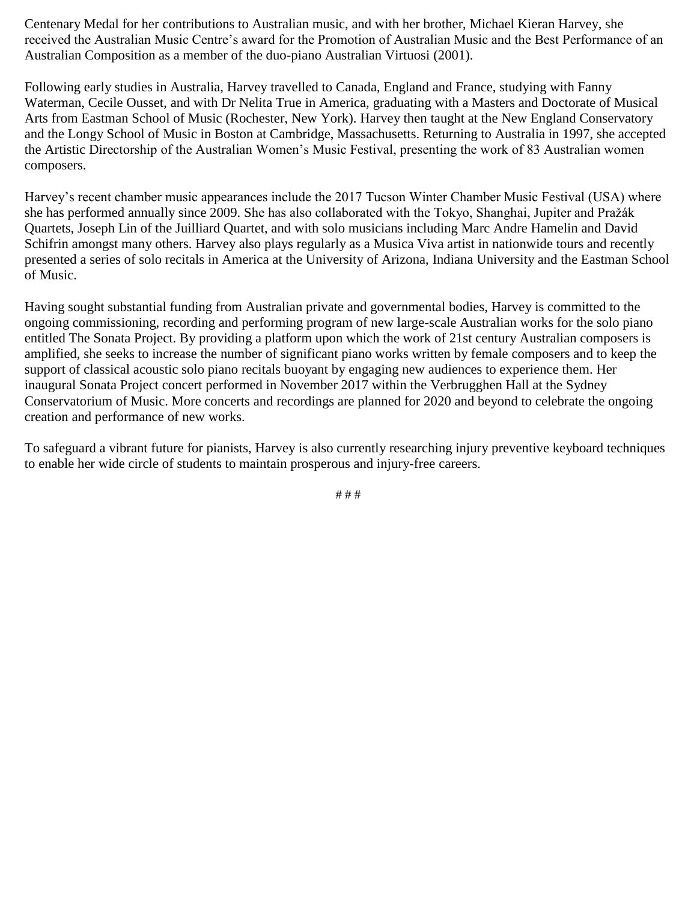Centenary Medal for her contributions to Australian music, and with her brother, Michael Kieran Harvey, she received the Australian Music Centre's award for the Promotion of Australian Music and the Best Performance of an Australian Composition as a member of the duo-piano Australian Virtuosi (2001).

Following early studies in Australia, Harvey travelled to Canada, England and France, studying with Fanny Waterman, Cecile Ousset, and with Dr Nelita True in America, graduating with a Masters and Doctorate of Musical Arts from Eastman School of Music (Rochester, New York). Harvey then taught at the New England Conservatory and the Longy School of Music in Boston at Cambridge, Massachusetts. Returning to Australia in 1997, she accepted the Artistic Directorship of the Australian Women's Music Festival, presenting the work of 83 Australian women composers.

Harvey's recent chamber music appearances include the 2017 Tucson Winter Chamber Music Festival (USA) where she has performed annually since 2009. She has also collaborated with the Tokyo, Shanghai, Jupiter and Pražák Quartets, Joseph Lin of the Juilliard Quartet, and with solo musicians including Marc Andre Hamelin and David Schifrin amongst many others. Harvey also plays regularly as a Musica Viva artist in nationwide tours and recently presented a series of solo recitals in America at the University of Arizona, Indiana University and the Eastman School of Music.

Having sought substantial funding from Australian private and governmental bodies, Harvey is committed to the ongoing commissioning, recording and performing program of new large-scale Australian works for the solo piano entitled The Sonata Project. By providing a platform upon which the work of 21st century Australian composers is amplified, she seeks to increase the number of significant piano works written by female composers and to keep the support of classical acoustic solo piano recitals buoyant by engaging new audiences to experience them. Her inaugural Sonata Project concert performed in November 2017 within the Verbrugghen Hall at the Sydney Conservatorium of Music. More concerts and recordings are planned for 2020 and beyond to celebrate the ongoing creation and performance of new works.

To safeguard a vibrant future for pianists, Harvey is also currently researching injury preventive keyboard techniques to enable her wide circle of students to maintain prosperous and injury-free careers.

# # #